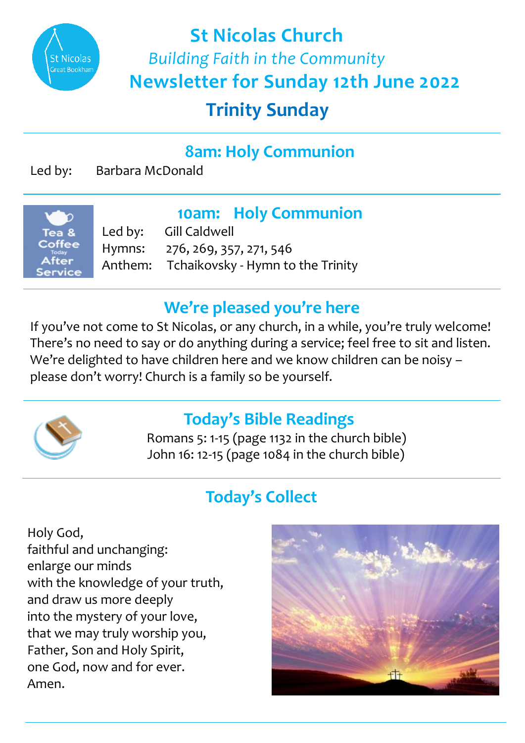# St Nicolas Church

*Building Faith in the Community*

## Newsletter for Sunday 12th June 2022

## Trinity Sunday

### 8am: Holy Communion

Led by: Barbara McDonald

### 10am: Holy Communion

Tea & Coffee Today After Service

Led by: Gill Caldwell
Hymns: 276, 269, 357, 271, 546
Anthem: Tchaikovsky - Hymn to the Trinity

### We're pleased you're here

If you've not come to St Nicolas, or any church, in a while, you're truly welcome! There's no need to say or do anything during a service; feel free to sit and listen. We're delighted to have children here and we know children can be noisy – please don't worry! Church is a family so be yourself.

### Today's Bible Readings

Romans 5: 1-15 (page 1132 in the church bible)
John 16: 12-15 (page 1084 in the church bible)

### Today's Collect

Holy God,
faithful and unchanging:
enlarge our minds
with the knowledge of your truth,
and draw us more deeply
into the mystery of your love,
that we may truly worship you,
Father, Son and Holy Spirit,
one God, now and for ever.
Amen.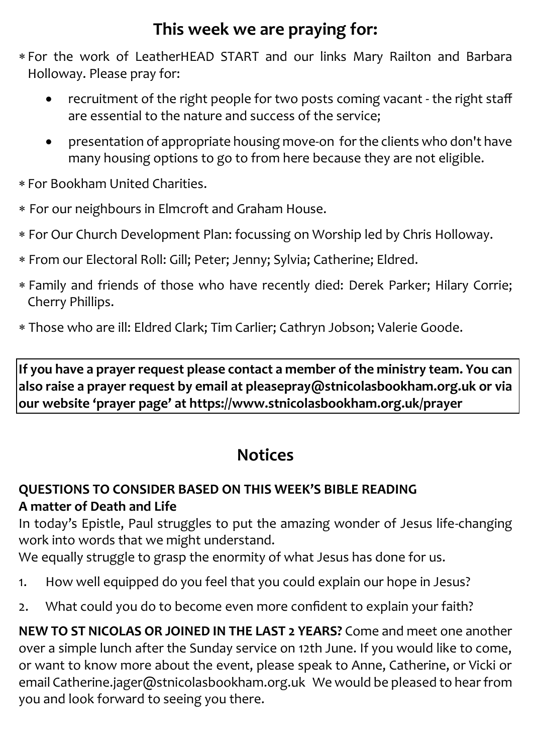## This week we are praying for:

* For the work of LeatherHEAD START and our links Mary Railton and Barbara Holloway. Please pray for:
    - recruitment of the right people for two posts coming vacant - the right staff are essential to the nature and success of the service;
    - presentation of appropriate housing move-on for the clients who don't have many housing options to go to from here because they are not eligible.
* For Bookham United Charities.
* For our neighbours in Elmcroft and Graham House.
* For Our Church Development Plan: focussing on Worship led by Chris Holloway.
* From our Electoral Roll: Gill; Peter; Jenny; Sylvia; Catherine; Eldred.
* Family and friends of those who have recently died: Derek Parker; Hilary Corrie; Cherry Phillips.
* Those who are ill: Eldred Clark; Tim Carlier; Cathryn Jobson; Valerie Goode.

**If you have a prayer request please contact a member of the ministry team. You can also raise a prayer request by email at pleasepray@stnicolasbookham.org.uk or via our website 'prayer page' at https://www.stnicolasbookham.org.uk/prayer**

## Notices

**QUESTIONS TO CONSIDER BASED ON THIS WEEK'S BIBLE READING**
**A matter of Death and Life**

In today's Epistle, Paul struggles to put the amazing wonder of Jesus life-changing work into words that we might understand.
We equally struggle to grasp the enormity of what Jesus has done for us.

1. How well equipped do you feel that you could explain our hope in Jesus?
2. What could you do to become even more confident to explain your faith?

**NEW TO ST NICOLAS OR JOINED IN THE LAST 2 YEARS?** Come and meet one another over a simple lunch after the Sunday service on 12th June. If you would like to come, or want to know more about the event, please speak to Anne, Catherine, or Vicki or email Catherine.jager@stnicolasbookham.org.uk We would be pleased to hear from you and look forward to seeing you there.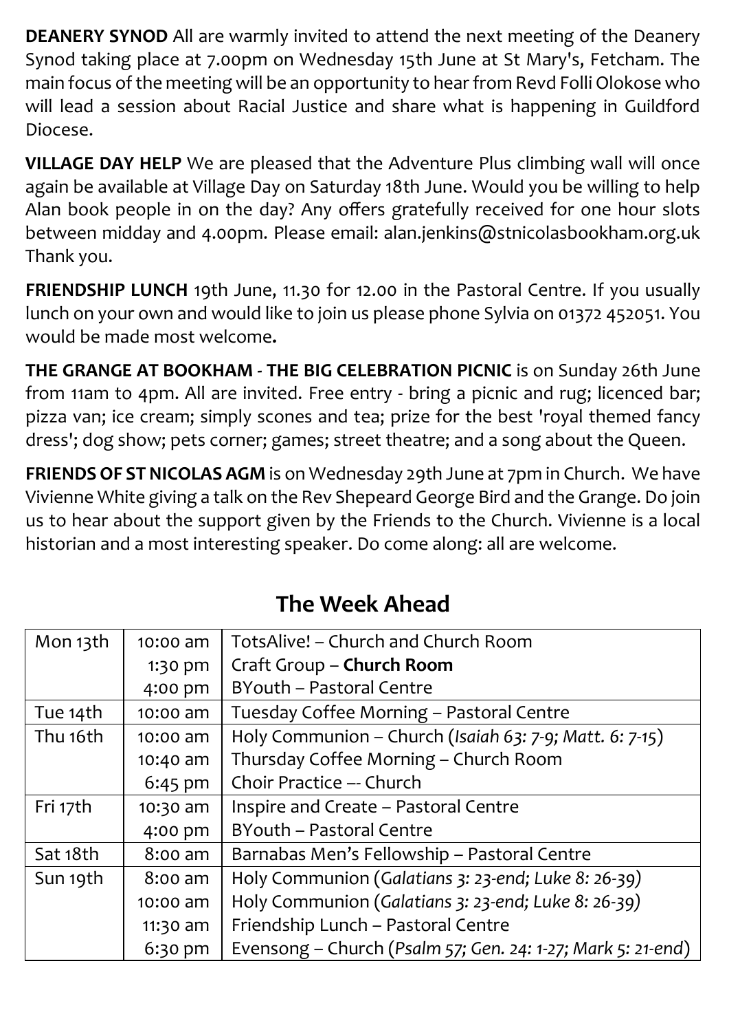**DEANERY SYNOD** All are warmly invited to attend the next meeting of the Deanery Synod taking place at 7.00pm on Wednesday 15th June at St Mary's, Fetcham. The main focus of the meeting will be an opportunity to hear from Revd Folli Olokose who will lead a session about Racial Justice and share what is happening in Guildford Diocese.

**VILLAGE DAY HELP** We are pleased that the Adventure Plus climbing wall will once again be available at Village Day on Saturday 18th June. Would you be willing to help Alan book people in on the day? Any offers gratefully received for one hour slots between midday and 4.00pm. Please email: alan.jenkins@stnicolasbookham.org.uk Thank you.

**FRIENDSHIP LUNCH** 19th June, 11.30 for 12.00 in the Pastoral Centre. If you usually lunch on your own and would like to join us please phone Sylvia on 01372 452051. You would be made most welcome**.**

**THE GRANGE AT BOOKHAM - THE BIG CELEBRATION PICNIC** is on Sunday 26th June from 11am to 4pm. All are invited. Free entry - bring a picnic and rug; licenced bar; pizza van; ice cream; simply scones and tea; prize for the best 'royal themed fancy dress'; dog show; pets corner; games; street theatre; and a song about the Queen.

**FRIENDS OF ST NICOLAS AGM** is on Wednesday 29th June at 7pm in Church. We have Vivienne White giving a talk on the Rev Shepeard George Bird and the Grange. Do join us to hear about the support given by the Friends to the Church. Vivienne is a local historian and a most interesting speaker. Do come along: all are welcome.

## The Week Ahead

| | | |
|---|---|---|
| Mon 13th | 10:00 am | TotsAlive! – Church and Church Room |
| | 1:30 pm | Craft Group – **Church Room** |
| | 4:00 pm | BYouth – Pastoral Centre |
| Tue 14th | 10:00 am | Tuesday Coffee Morning – Pastoral Centre |
| Thu 16th | 10:00 am | Holy Communion – Church (*Isaiah 63: 7-9; Matt. 6: 7-15*) |
| | 10:40 am | Thursday Coffee Morning – Church Room |
| | 6:45 pm | Choir Practice –- Church |
| Fri 17th | 10:30 am | Inspire and Create – Pastoral Centre |
| | 4:00 pm | BYouth – Pastoral Centre |
| Sat 18th | 8:00 am | Barnabas Men's Fellowship – Pastoral Centre |
| Sun 19th | 8:00 am | Holy Communion (*Galatians 3: 23-end; Luke 8: 26-39)* |
| | 10:00 am | Holy Communion (*Galatians 3: 23-end; Luke 8: 26-39)* |
| | 11:30 am | Friendship Lunch – Pastoral Centre |
| | 6:30 pm | Evensong – Church (*Psalm 57; Gen. 24: 1-27; Mark 5: 21-end*) |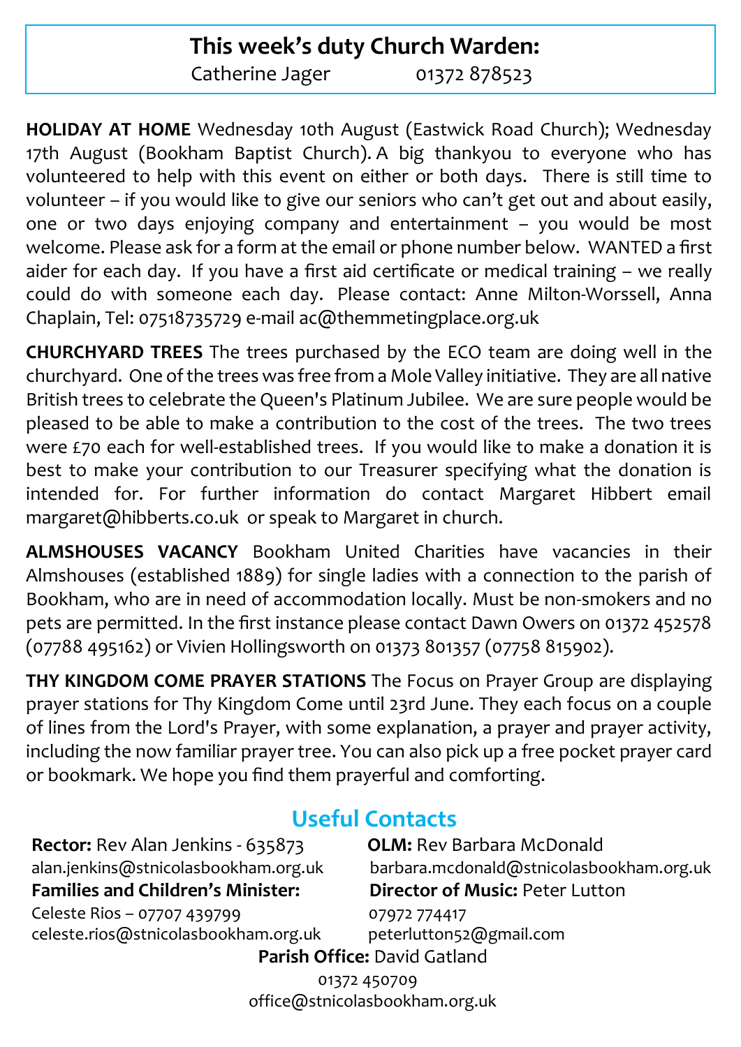## This week's duty Church Warden:

Catherine Jager 01372 878523

**HOLIDAY AT HOME** Wednesday 10th August (Eastwick Road Church); Wednesday 17th August (Bookham Baptist Church). A big thankyou to everyone who has volunteered to help with this event on either or both days. There is still time to volunteer – if you would like to give our seniors who can't get out and about easily, one or two days enjoying company and entertainment – you would be most welcome. Please ask for a form at the email or phone number below. WANTED a first aider for each day. If you have a first aid certificate or medical training – we really could do with someone each day. Please contact: Anne Milton-Worssell, Anna Chaplain, Tel: 07518735729 e-mail ac@themmetingplace.org.uk

**CHURCHYARD TREES** The trees purchased by the ECO team are doing well in the churchyard. One of the trees was free from a Mole Valley initiative. They are all native British trees to celebrate the Queen's Platinum Jubilee. We are sure people would be pleased to be able to make a contribution to the cost of the trees. The two trees were £70 each for well-established trees. If you would like to make a donation it is best to make your contribution to our Treasurer specifying what the donation is intended for. For further information do contact Margaret Hibbert email margaret@hibberts.co.uk or speak to Margaret in church.

**ALMSHOUSES VACANCY** Bookham United Charities have vacancies in their Almshouses (established 1889) for single ladies with a connection to the parish of Bookham, who are in need of accommodation locally. Must be non-smokers and no pets are permitted. In the first instance please contact Dawn Owers on 01372 452578 (07788 495162) or Vivien Hollingsworth on 01373 801357 (07758 815902).

**THY KINGDOM COME PRAYER STATIONS** The Focus on Prayer Group are displaying prayer stations for Thy Kingdom Come until 23rd June. They each focus on a couple of lines from the Lord's Prayer, with some explanation, a prayer and prayer activity, including the now familiar prayer tree. You can also pick up a free pocket prayer card or bookmark. We hope you find them prayerful and comforting.

## Useful Contacts

**Rector:** Rev Alan Jenkins - 635873
alan.jenkins@stnicolasbookham.org.uk

**OLM:** Rev Barbara McDonald
barbara.mcdonald@stnicolasbookham.org.uk

**Families and Children's Minister:**
Celeste Rios – 07707 439799
celeste.rios@stnicolasbookham.org.uk

**Director of Music:** Peter Lutton
07972 774417
peterlutton52@gmail.com

**Parish Office:** David Gatland
01372 450709
office@stnicolasbookham.org.uk